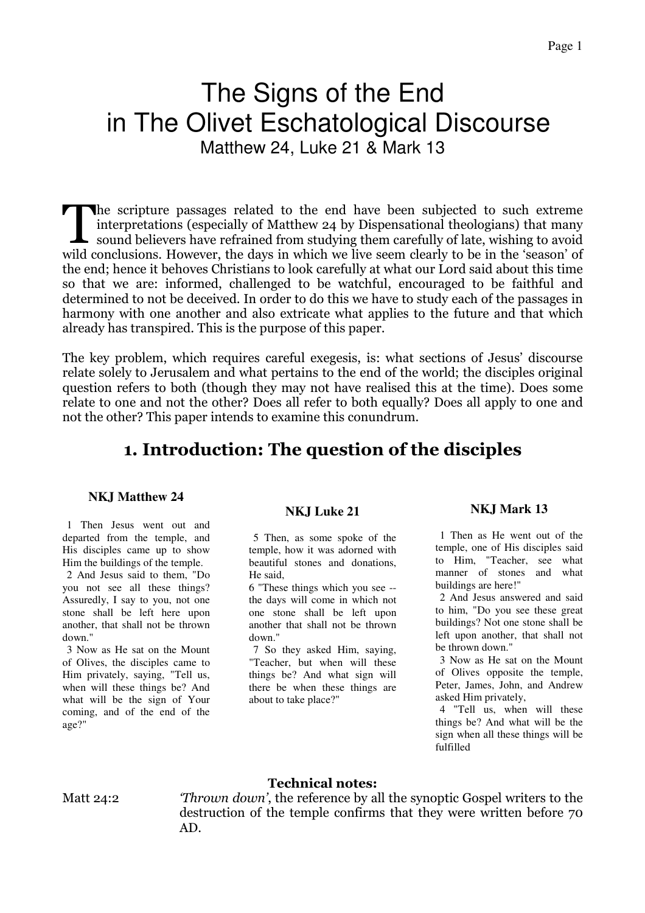# The Signs of the End in The Olivet Eschatological Discourse

Matthew 24, Luke 21 & Mark 13

The scripture passages related to the end have been subjected to such extreme interpretations (especially of Matthew 24 by Dispensational theologians) that many sound believers have refrained from studying them carefully of late, wishing to avoid wild conclusions. However, the days in which we live seem clearly to be in the 'season' of the end; hence it behoves Christians to look carefully at what our Lord said about this time so that we are: informed, challenged to be watchful, encouraged to be faithful and determined to not be deceived. In order to do this we have to study each of the passages in harmony with one another and also extricate what applies to the future and that which already has transpired. This is the purpose of this paper.

The key problem, which requires careful exegesis, is: what sections of Jesus' discourse relate solely to Jerusalem and what pertains to the end of the world; the disciples original question refers to both (though they may not have realised this at the time). Does some relate to one and not the other? Does all refer to both equally? Does all apply to one and not the other? This paper intends to examine this conundrum.

## 1. Introduction: The question of the disciples

**NKJ Matthew 24**

1 Then Jesus went out and departed from the temple, and His disciples came up to show Him the buildings of the temple.
2 And Jesus said to them, "Do you not see all these things? Assuredly, I say to you, not one stone shall be left here upon another, that shall not be thrown down."
3 Now as He sat on the Mount of Olives, the disciples came to Him privately, saying, "Tell us, when will these things be? And what will be the sign of Your coming, and of the end of the age?"

**NKJ Luke 21**

5 Then, as some spoke of the temple, how it was adorned with beautiful stones and donations, He said,
6 "These things which you see -- the days will come in which not one stone shall be left upon another that shall not be thrown down."
7 So they asked Him, saying, "Teacher, but when will these things be? And what sign will there be when these things are about to take place?"

**NKJ Mark 13**

1 Then as He went out of the temple, one of His disciples said to Him, "Teacher, see what manner of stones and what buildings are here!"
2 And Jesus answered and said to him, "Do you see these great buildings? Not one stone shall be left upon another, that shall not be thrown down."
3 Now as He sat on the Mount of Olives opposite the temple, Peter, James, John, and Andrew asked Him privately,
4 "Tell us, when will these things be? And what will be the sign when all these things will be fulfilled

**Technical notes:**

Matt 24:2 — *'Thrown down'*, the reference by all the synoptic Gospel writers to the destruction of the temple confirms that they were written before 70 AD.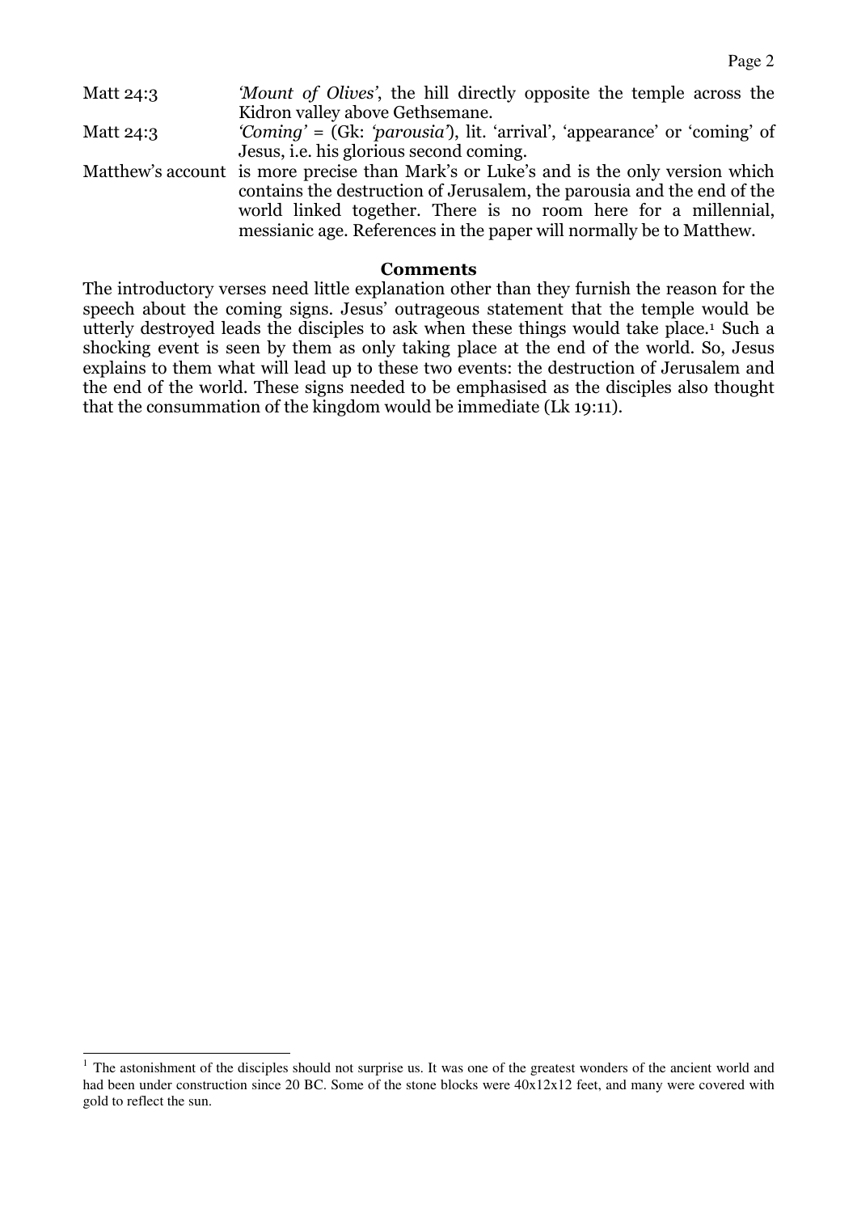Matt 24:3 *'Mount of Olives'*, the hill directly opposite the temple across the Kidron valley above Gethsemane.

Matt 24:3 *'Coming'* = (Gk: *'parousia'*), lit. 'arrival', 'appearance' or 'coming' of Jesus, i.e. his glorious second coming.

Matthew's account is more precise than Mark's or Luke's and is the only version which contains the destruction of Jerusalem, the parousia and the end of the world linked together. There is no room here for a millennial, messianic age. References in the paper will normally be to Matthew.

**Comments**

The introductory verses need little explanation other than they furnish the reason for the speech about the coming signs. Jesus' outrageous statement that the temple would be utterly destroyed leads the disciples to ask when these things would take place.[1] Such a shocking event is seen by them as only taking place at the end of the world. So, Jesus explains to them what will lead up to these two events: the destruction of Jerusalem and the end of the world. These signs needed to be emphasised as the disciples also thought that the consummation of the kingdom would be immediate (Lk 19:11).

[1] The astonishment of the disciples should not surprise us. It was one of the greatest wonders of the ancient world and had been under construction since 20 BC. Some of the stone blocks were 40x12x12 feet, and many were covered with gold to reflect the sun.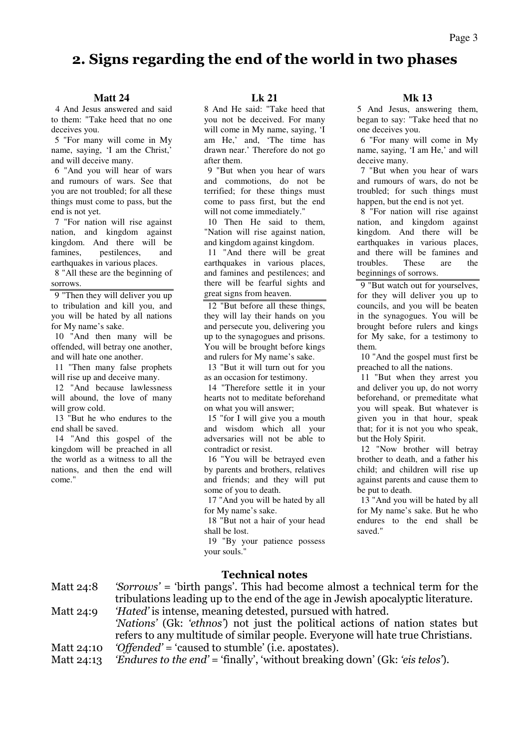# 2. Signs regarding the end of the world in two phases

### Matt 24

4 And Jesus answered and said to them: "Take heed that no one deceives you.

5 "For many will come in My name, saying, 'I am the Christ,' and will deceive many.

6 "And you will hear of wars and rumours of wars. See that you are not troubled; for all these things must come to pass, but the end is not yet.

7 "For nation will rise against nation, and kingdom against kingdom. And there will be famines, pestilences, and earthquakes in various places.

8 "All these are the beginning of sorrows.

---

9 "Then they will deliver you up to tribulation and kill you, and you will be hated by all nations for My name's sake.

10 "And then many will be offended, will betray one another, and will hate one another.

11 "Then many false prophets will rise up and deceive many.

12 "And because lawlessness will abound, the love of many will grow cold.

13 "But he who endures to the end shall be saved.

14 "And this gospel of the kingdom will be preached in all the world as a witness to all the nations, and then the end will come."

### Lk 21

8 And He said: "Take heed that you not be deceived. For many will come in My name, saying, 'I am He,' and, 'The time has drawn near.' Therefore do not go after them.

9 "But when you hear of wars and commotions, do not be terrified; for these things must come to pass first, but the end will not come immediately."

10 Then He said to them, "Nation will rise against nation, and kingdom against kingdom.

11 "And there will be great earthquakes in various places, and famines and pestilences; and there will be fearful sights and great signs from heaven.

---

12 "But before all these things, they will lay their hands on you and persecute you, delivering you up to the synagogues and prisons. You will be brought before kings and rulers for My name's sake.

13 "But it will turn out for you as an occasion for testimony.

14 "Therefore settle it in your hearts not to meditate beforehand on what you will answer;

15 "for I will give you a mouth and wisdom which all your adversaries will not be able to contradict or resist.

16 "You will be betrayed even by parents and brothers, relatives and friends; and they will put some of you to death.

17 "And you will be hated by all for My name's sake.

18 "But not a hair of your head shall be lost.

19 "By your patience possess your souls."

### Mk 13

5 And Jesus, answering them, began to say: "Take heed that no one deceives you.

6 "For many will come in My name, saying, 'I am He,' and will deceive many.

7 "But when you hear of wars and rumours of wars, do not be troubled; for such things must happen, but the end is not yet.

8 "For nation will rise against nation, and kingdom against kingdom. And there will be earthquakes in various places, and there will be famines and troubles. These are the beginnings of sorrows.

---

9 "But watch out for yourselves, for they will deliver you up to councils, and you will be beaten in the synagogues. You will be brought before rulers and kings for My sake, for a testimony to them.

10 "And the gospel must first be preached to all the nations.

11 "But when they arrest you and deliver you up, do not worry beforehand, or premeditate what you will speak. But whatever is given you in that hour, speak that; for it is not you who speak, but the Holy Spirit.

12 "Now brother will betray brother to death, and a father his child; and children will rise up against parents and cause them to be put to death.

13 "And you will be hated by all for My name's sake. But he who endures to the end shall be saved."

## Technical notes

Matt 24:8 *'Sorrows'* = 'birth pangs'. This had become almost a technical term for the tribulations leading up to the end of the age in Jewish apocalyptic literature.

Matt 24:9 *'Hated'* is intense, meaning detested, pursued with hatred.
*'Nations'* (Gk: *'ethnos'*) not just the political actions of nation states but refers to any multitude of similar people. Everyone will hate true Christians.

Matt 24:10 *'Offended'* = 'caused to stumble' (i.e. apostates).

Matt 24:13 *'Endures to the end'* = 'finally', 'without breaking down' (Gk: *'eis telos'*).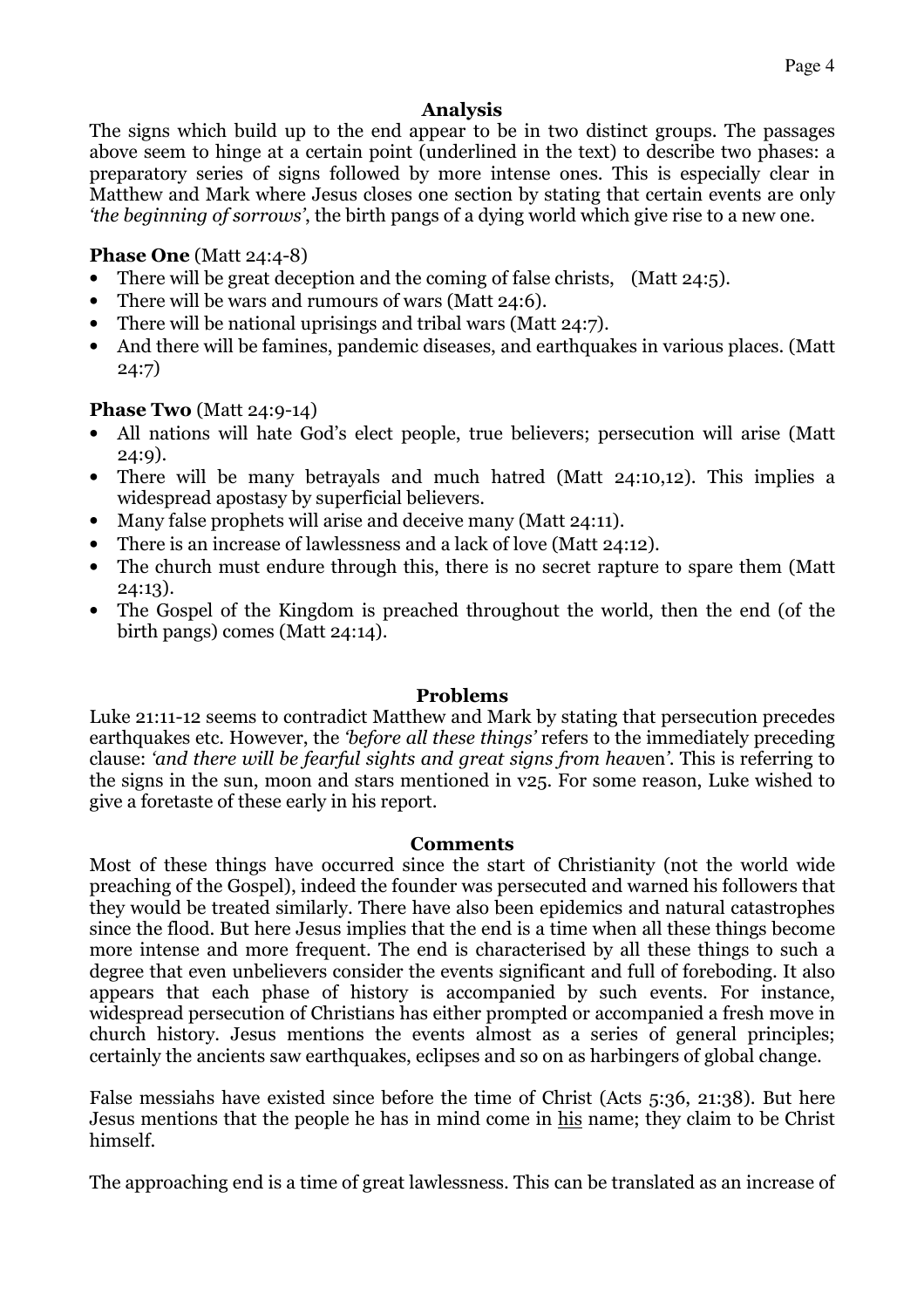## Analysis

The signs which build up to the end appear to be in two distinct groups. The passages above seem to hinge at a certain point (underlined in the text) to describe two phases: a preparatory series of signs followed by more intense ones. This is especially clear in Matthew and Mark where Jesus closes one section by stating that certain events are only *'the beginning of sorrows'*, the birth pangs of a dying world which give rise to a new one.

**Phase One** (Matt 24:4-8)

- There will be great deception and the coming of false christs, (Matt 24:5).
- There will be wars and rumours of wars (Matt 24:6).
- There will be national uprisings and tribal wars (Matt 24:7).
- And there will be famines, pandemic diseases, and earthquakes in various places. (Matt 24:7)

**Phase Two** (Matt 24:9-14)

- All nations will hate God's elect people, true believers; persecution will arise (Matt 24:9).
- There will be many betrayals and much hatred (Matt 24:10,12). This implies a widespread apostasy by superficial believers.
- Many false prophets will arise and deceive many (Matt 24:11).
- There is an increase of lawlessness and a lack of love (Matt 24:12).
- The church must endure through this, there is no secret rapture to spare them (Matt 24:13).
- The Gospel of the Kingdom is preached throughout the world, then the end (of the birth pangs) comes (Matt 24:14).

## Problems

Luke 21:11-12 seems to contradict Matthew and Mark by stating that persecution precedes earthquakes etc. However, the *'before all these things'* refers to the immediately preceding clause: *'and there will be fearful sights and great signs from heaven'*. This is referring to the signs in the sun, moon and stars mentioned in v25. For some reason, Luke wished to give a foretaste of these early in his report.

## Comments

Most of these things have occurred since the start of Christianity (not the world wide preaching of the Gospel), indeed the founder was persecuted and warned his followers that they would be treated similarly. There have also been epidemics and natural catastrophes since the flood. But here Jesus implies that the end is a time when all these things become more intense and more frequent. The end is characterised by all these things to such a degree that even unbelievers consider the events significant and full of foreboding. It also appears that each phase of history is accompanied by such events. For instance, widespread persecution of Christians has either prompted or accompanied a fresh move in church history. Jesus mentions the events almost as a series of general principles; certainly the ancients saw earthquakes, eclipses and so on as harbingers of global change.

False messiahs have existed since before the time of Christ (Acts 5:36, 21:38). But here Jesus mentions that the people he has in mind come in his name; they claim to be Christ himself.

The approaching end is a time of great lawlessness. This can be translated as an increase of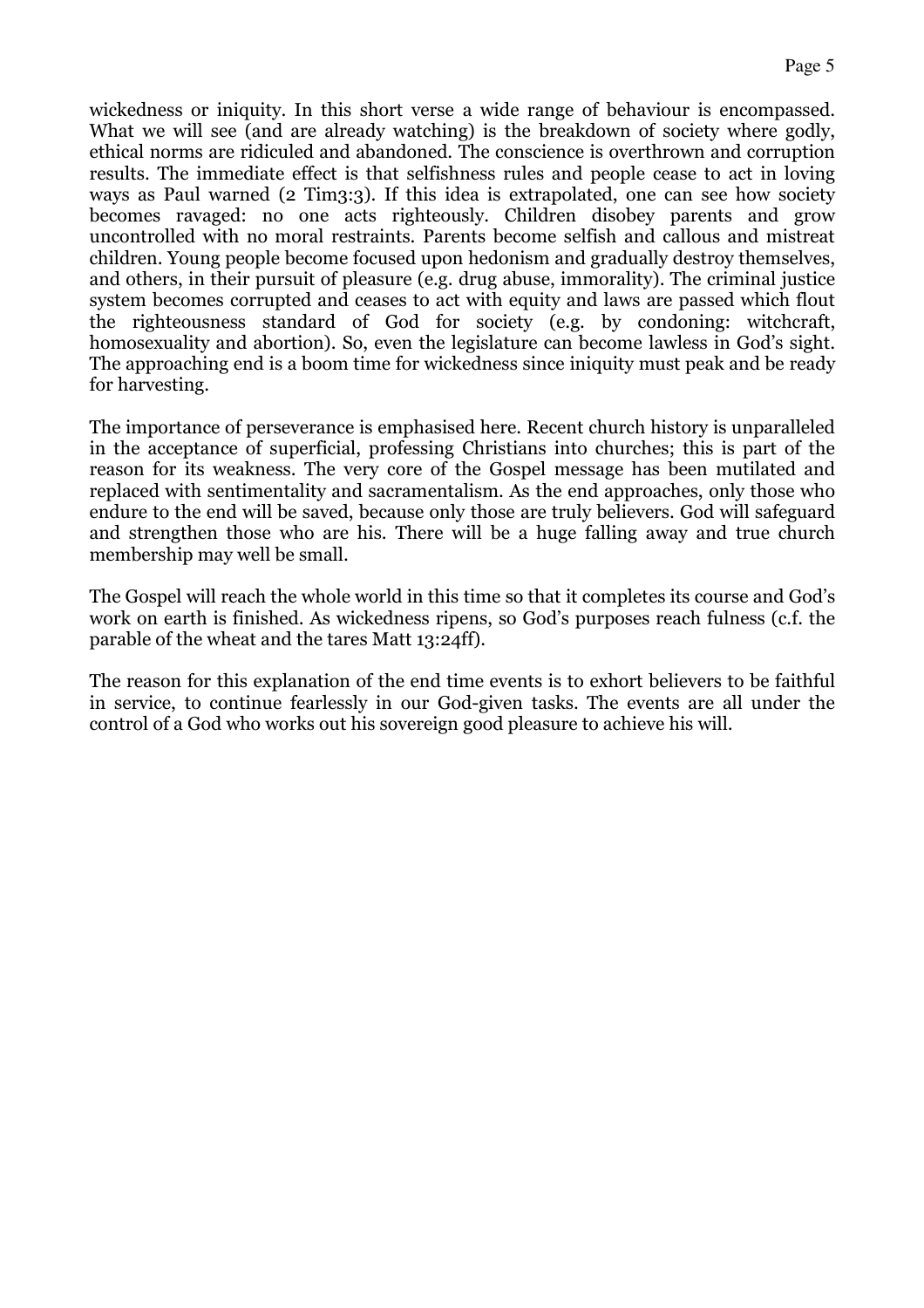wickedness or iniquity. In this short verse a wide range of behaviour is encompassed. What we will see (and are already watching) is the breakdown of society where godly, ethical norms are ridiculed and abandoned. The conscience is overthrown and corruption results. The immediate effect is that selfishness rules and people cease to act in loving ways as Paul warned (2 Tim3:3). If this idea is extrapolated, one can see how society becomes ravaged: no one acts righteously. Children disobey parents and grow uncontrolled with no moral restraints. Parents become selfish and callous and mistreat children. Young people become focused upon hedonism and gradually destroy themselves, and others, in their pursuit of pleasure (e.g. drug abuse, immorality). The criminal justice system becomes corrupted and ceases to act with equity and laws are passed which flout the righteousness standard of God for society (e.g. by condoning: witchcraft, homosexuality and abortion). So, even the legislature can become lawless in God's sight. The approaching end is a boom time for wickedness since iniquity must peak and be ready for harvesting.

The importance of perseverance is emphasised here. Recent church history is unparalleled in the acceptance of superficial, professing Christians into churches; this is part of the reason for its weakness. The very core of the Gospel message has been mutilated and replaced with sentimentality and sacramentalism. As the end approaches, only those who endure to the end will be saved, because only those are truly believers. God will safeguard and strengthen those who are his. There will be a huge falling away and true church membership may well be small.

The Gospel will reach the whole world in this time so that it completes its course and God's work on earth is finished. As wickedness ripens, so God's purposes reach fulness (c.f. the parable of the wheat and the tares Matt 13:24ff).

The reason for this explanation of the end time events is to exhort believers to be faithful in service, to continue fearlessly in our God-given tasks. The events are all under the control of a God who works out his sovereign good pleasure to achieve his will.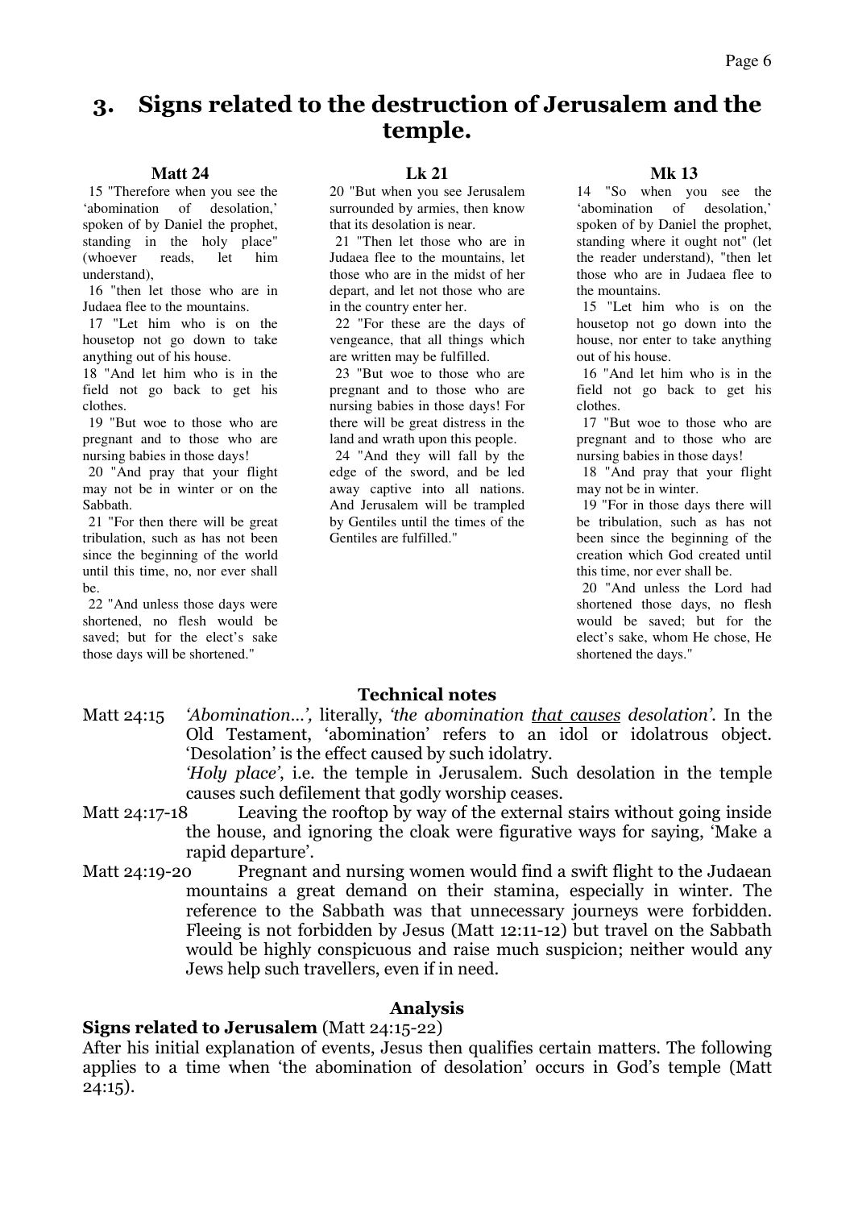# 3. Signs related to the destruction of Jerusalem and the temple.

**Matt 24**

15 "Therefore when you see the 'abomination of desolation,' spoken of by Daniel the prophet, standing in the holy place" (whoever reads, let him understand),

16 "then let those who are in Judaea flee to the mountains.

17 "Let him who is on the housetop not go down to take anything out of his house.

18 "And let him who is in the field not go back to get his clothes.

19 "But woe to those who are pregnant and to those who are nursing babies in those days!

20 "And pray that your flight may not be in winter or on the Sabbath.

21 "For then there will be great tribulation, such as has not been since the beginning of the world until this time, no, nor ever shall be.

22 "And unless those days were shortened, no flesh would be saved; but for the elect's sake those days will be shortened."

**Lk 21**

20 "But when you see Jerusalem surrounded by armies, then know that its desolation is near.

21 "Then let those who are in Judaea flee to the mountains, let those who are in the midst of her depart, and let not those who are in the country enter her.

22 "For these are the days of vengeance, that all things which are written may be fulfilled.

23 "But woe to those who are pregnant and to those who are nursing babies in those days! For there will be great distress in the land and wrath upon this people.

24 "And they will fall by the edge of the sword, and be led away captive into all nations. And Jerusalem will be trampled by Gentiles until the times of the Gentiles are fulfilled."

**Mk 13**

14 "So when you see the 'abomination of desolation,' spoken of by Daniel the prophet, standing where it ought not" (let the reader understand), "then let those who are in Judaea flee to the mountains.

15 "Let him who is on the housetop not go down into the house, nor enter to take anything out of his house.

16 "And let him who is in the field not go back to get his clothes.

17 "But woe to those who are pregnant and to those who are nursing babies in those days!

18 "And pray that your flight may not be in winter.

19 "For in those days there will be tribulation, such as has not been since the beginning of the creation which God created until this time, nor ever shall be.

20 "And unless the Lord had shortened those days, no flesh would be saved; but for the elect's sake, whom He chose, He shortened the days."

### Technical notes

Matt 24:15 *'Abomination...',* literally, *'the abomination that causes desolation'*. In the Old Testament, 'abomination' refers to an idol or idolatrous object. 'Desolation' is the effect caused by such idolatry.
*'Holy place'*, i.e. the temple in Jerusalem. Such desolation in the temple causes such defilement that godly worship ceases.

Matt 24:17-18 Leaving the rooftop by way of the external stairs without going inside the house, and ignoring the cloak were figurative ways for saying, 'Make a rapid departure'.

Matt 24:19-20 Pregnant and nursing women would find a swift flight to the Judaean mountains a great demand on their stamina, especially in winter. The reference to the Sabbath was that unnecessary journeys were forbidden. Fleeing is not forbidden by Jesus (Matt 12:11-12) but travel on the Sabbath would be highly conspicuous and raise much suspicion; neither would any Jews help such travellers, even if in need.

### Analysis

**Signs related to Jerusalem** (Matt 24:15-22)

After his initial explanation of events, Jesus then qualifies certain matters. The following applies to a time when 'the abomination of desolation' occurs in God's temple (Matt 24:15).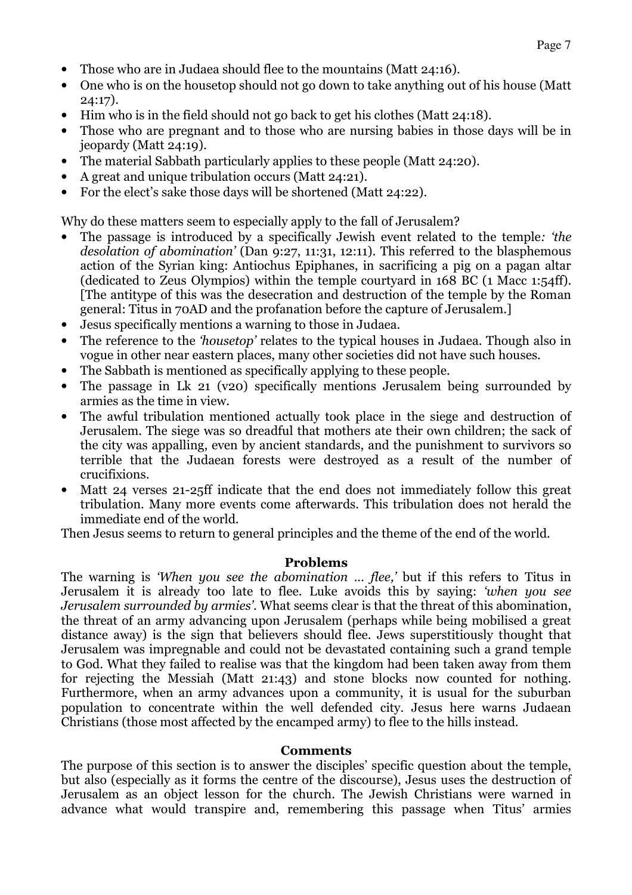- Those who are in Judaea should flee to the mountains (Matt 24:16).
- One who is on the housetop should not go down to take anything out of his house (Matt 24:17).
- Him who is in the field should not go back to get his clothes (Matt 24:18).
- Those who are pregnant and to those who are nursing babies in those days will be in jeopardy (Matt 24:19).
- The material Sabbath particularly applies to these people (Matt 24:20).
- A great and unique tribulation occurs (Matt 24:21).
- For the elect's sake those days will be shortened (Matt 24:22).

Why do these matters seem to especially apply to the fall of Jerusalem?

- The passage is introduced by a specifically Jewish event related to the temple*: 'the desolation of abomination'* (Dan 9:27, 11:31, 12:11). This referred to the blasphemous action of the Syrian king: Antiochus Epiphanes, in sacrificing a pig on a pagan altar (dedicated to Zeus Olympios) within the temple courtyard in 168 BC (1 Macc 1:54ff). [The antitype of this was the desecration and destruction of the temple by the Roman general: Titus in 70AD and the profanation before the capture of Jerusalem.]
- Jesus specifically mentions a warning to those in Judaea.
- The reference to the *'housetop'* relates to the typical houses in Judaea. Though also in vogue in other near eastern places, many other societies did not have such houses.
- The Sabbath is mentioned as specifically applying to these people.
- The passage in Lk 21 (v20) specifically mentions Jerusalem being surrounded by armies as the time in view.
- The awful tribulation mentioned actually took place in the siege and destruction of Jerusalem. The siege was so dreadful that mothers ate their own children; the sack of the city was appalling, even by ancient standards, and the punishment to survivors so terrible that the Judaean forests were destroyed as a result of the number of crucifixions.
- Matt 24 verses 21-25ff indicate that the end does not immediately follow this great tribulation. Many more events come afterwards. This tribulation does not herald the immediate end of the world.

Then Jesus seems to return to general principles and the theme of the end of the world.

**Problems**

The warning is *'When you see the abomination ... flee,'* but if this refers to Titus in Jerusalem it is already too late to flee. Luke avoids this by saying: *'when you see Jerusalem surrounded by armies'*. What seems clear is that the threat of this abomination, the threat of an army advancing upon Jerusalem (perhaps while being mobilised a great distance away) is the sign that believers should flee. Jews superstitiously thought that Jerusalem was impregnable and could not be devastated containing such a grand temple to God. What they failed to realise was that the kingdom had been taken away from them for rejecting the Messiah (Matt 21:43) and stone blocks now counted for nothing. Furthermore, when an army advances upon a community, it is usual for the suburban population to concentrate within the well defended city. Jesus here warns Judaean Christians (those most affected by the encamped army) to flee to the hills instead.

**Comments**

The purpose of this section is to answer the disciples' specific question about the temple, but also (especially as it forms the centre of the discourse), Jesus uses the destruction of Jerusalem as an object lesson for the church. The Jewish Christians were warned in advance what would transpire and, remembering this passage when Titus' armies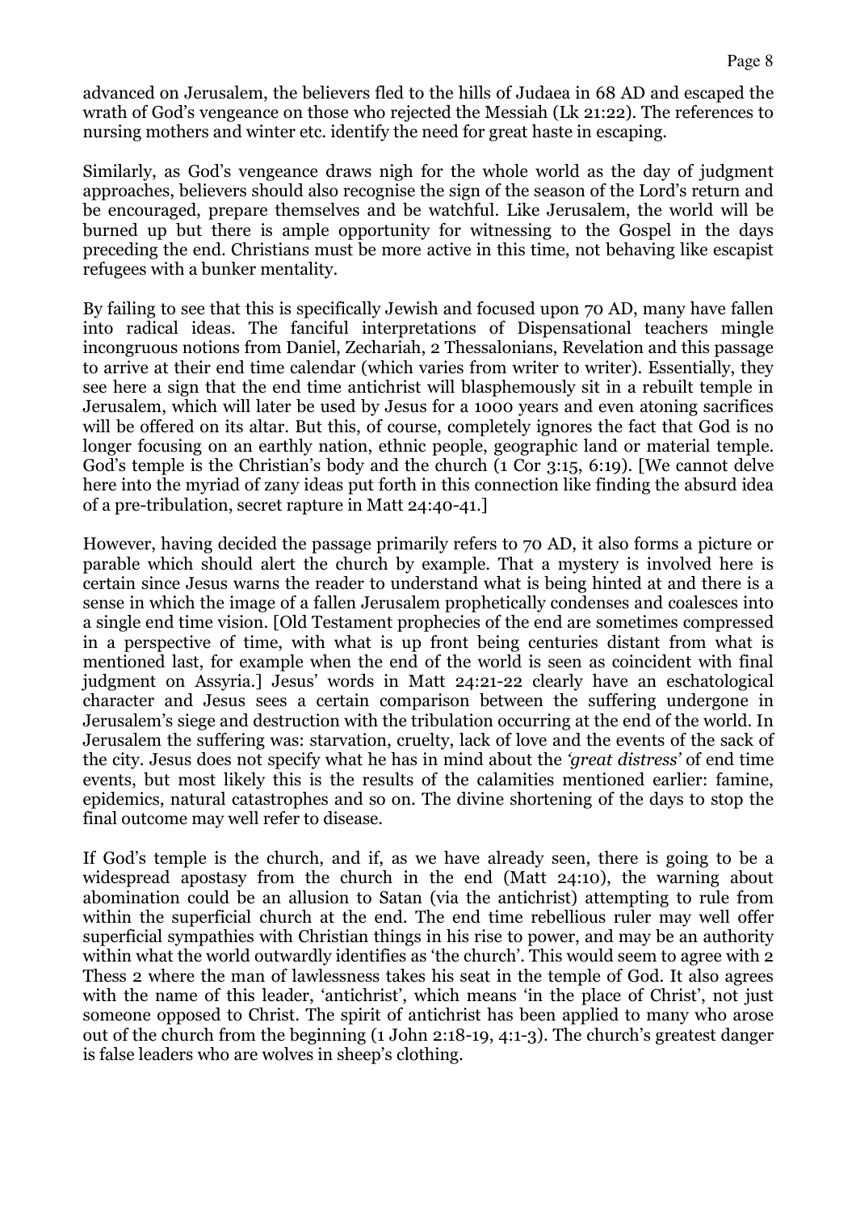advanced on Jerusalem, the believers fled to the hills of Judaea in 68 AD and escaped the wrath of God's vengeance on those who rejected the Messiah (Lk 21:22). The references to nursing mothers and winter etc. identify the need for great haste in escaping.

Similarly, as God's vengeance draws nigh for the whole world as the day of judgment approaches, believers should also recognise the sign of the season of the Lord's return and be encouraged, prepare themselves and be watchful. Like Jerusalem, the world will be burned up but there is ample opportunity for witnessing to the Gospel in the days preceding the end. Christians must be more active in this time, not behaving like escapist refugees with a bunker mentality.

By failing to see that this is specifically Jewish and focused upon 70 AD, many have fallen into radical ideas. The fanciful interpretations of Dispensational teachers mingle incongruous notions from Daniel, Zechariah, 2 Thessalonians, Revelation and this passage to arrive at their end time calendar (which varies from writer to writer). Essentially, they see here a sign that the end time antichrist will blasphemously sit in a rebuilt temple in Jerusalem, which will later be used by Jesus for a 1000 years and even atoning sacrifices will be offered on its altar. But this, of course, completely ignores the fact that God is no longer focusing on an earthly nation, ethnic people, geographic land or material temple. God's temple is the Christian's body and the church (1 Cor 3:15, 6:19). [We cannot delve here into the myriad of zany ideas put forth in this connection like finding the absurd idea of a pre-tribulation, secret rapture in Matt 24:40-41.]

However, having decided the passage primarily refers to 70 AD, it also forms a picture or parable which should alert the church by example. That a mystery is involved here is certain since Jesus warns the reader to understand what is being hinted at and there is a sense in which the image of a fallen Jerusalem prophetically condenses and coalesces into a single end time vision. [Old Testament prophecies of the end are sometimes compressed in a perspective of time, with what is up front being centuries distant from what is mentioned last, for example when the end of the world is seen as coincident with final judgment on Assyria.] Jesus' words in Matt 24:21-22 clearly have an eschatological character and Jesus sees a certain comparison between the suffering undergone in Jerusalem's siege and destruction with the tribulation occurring at the end of the world. In Jerusalem the suffering was: starvation, cruelty, lack of love and the events of the sack of the city. Jesus does not specify what he has in mind about the *'great distress'* of end time events, but most likely this is the results of the calamities mentioned earlier: famine, epidemics, natural catastrophes and so on. The divine shortening of the days to stop the final outcome may well refer to disease.

If God's temple is the church, and if, as we have already seen, there is going to be a widespread apostasy from the church in the end (Matt 24:10), the warning about abomination could be an allusion to Satan (via the antichrist) attempting to rule from within the superficial church at the end. The end time rebellious ruler may well offer superficial sympathies with Christian things in his rise to power, and may be an authority within what the world outwardly identifies as 'the church'. This would seem to agree with 2 Thess 2 where the man of lawlessness takes his seat in the temple of God. It also agrees with the name of this leader, 'antichrist', which means 'in the place of Christ', not just someone opposed to Christ. The spirit of antichrist has been applied to many who arose out of the church from the beginning (1 John 2:18-19, 4:1-3). The church's greatest danger is false leaders who are wolves in sheep's clothing.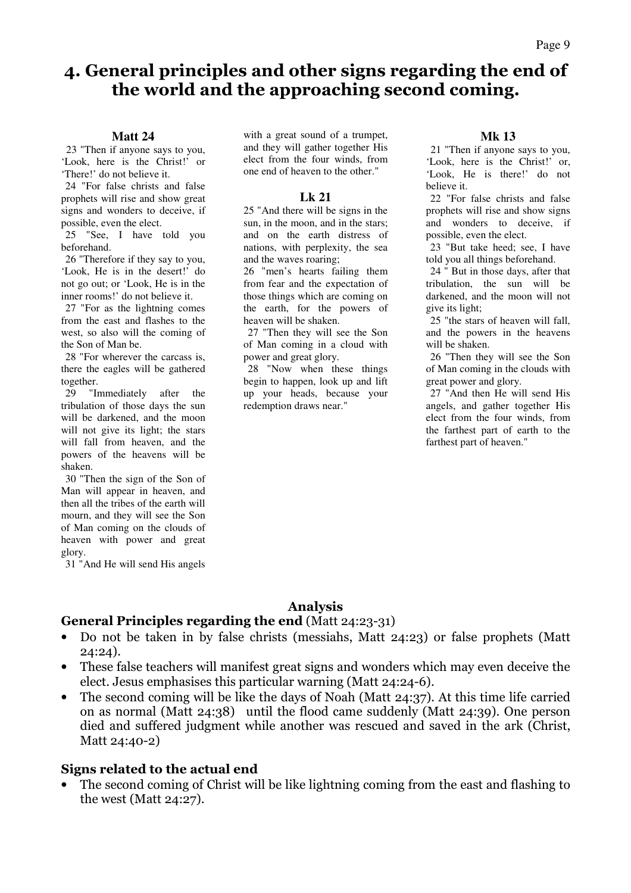# 4. General principles and other signs regarding the end of the world and the approaching second coming.

**Matt 24**

23 "Then if anyone says to you, 'Look, here is the Christ!' or 'There!' do not believe it.

24 "For false christs and false prophets will rise and show great signs and wonders to deceive, if possible, even the elect.

25 "See, I have told you beforehand.

26 "Therefore if they say to you, 'Look, He is in the desert!' do not go out; or 'Look, He is in the inner rooms!' do not believe it.

27 "For as the lightning comes from the east and flashes to the west, so also will the coming of the Son of Man be.

28 "For wherever the carcass is, there the eagles will be gathered together.

29 "Immediately after the tribulation of those days the sun will be darkened, and the moon will not give its light; the stars will fall from heaven, and the powers of the heavens will be shaken.

30 "Then the sign of the Son of Man will appear in heaven, and then all the tribes of the earth will mourn, and they will see the Son of Man coming on the clouds of heaven with power and great glory.

31 "And He will send His angels with a great sound of a trumpet, and they will gather together His elect from the four winds, from one end of heaven to the other."

**Lk 21**

25 "And there will be signs in the sun, in the moon, and in the stars; and on the earth distress of nations, with perplexity, the sea and the waves roaring;

26 "men's hearts failing them from fear and the expectation of those things which are coming on the earth, for the powers of heaven will be shaken.

27 "Then they will see the Son of Man coming in a cloud with power and great glory.

28 "Now when these things begin to happen, look up and lift up your heads, because your redemption draws near."

**Mk 13**

21 "Then if anyone says to you, 'Look, here is the Christ!' or, 'Look, He is there!' do not believe it.

22 "For false christs and false prophets will rise and show signs and wonders to deceive, if possible, even the elect.

23 "But take heed; see, I have told you all things beforehand.

24 " But in those days, after that tribulation, the sun will be darkened, and the moon will not give its light;

25 "the stars of heaven will fall, and the powers in the heavens will be shaken.

26 "Then they will see the Son of Man coming in the clouds with great power and glory.

27 "And then He will send His angels, and gather together His elect from the four winds, from the farthest part of earth to the farthest part of heaven."

## Analysis

### General Principles regarding the end (Matt 24:23-31)

- Do not be taken in by false christs (messiahs, Matt 24:23) or false prophets (Matt 24:24).
- These false teachers will manifest great signs and wonders which may even deceive the elect. Jesus emphasises this particular warning (Matt 24:24-6).
- The second coming will be like the days of Noah (Matt 24:37). At this time life carried on as normal (Matt 24:38) until the flood came suddenly (Matt 24:39). One person died and suffered judgment while another was rescued and saved in the ark (Christ, Matt 24:40-2)

### Signs related to the actual end

- The second coming of Christ will be like lightning coming from the east and flashing to the west (Matt 24:27).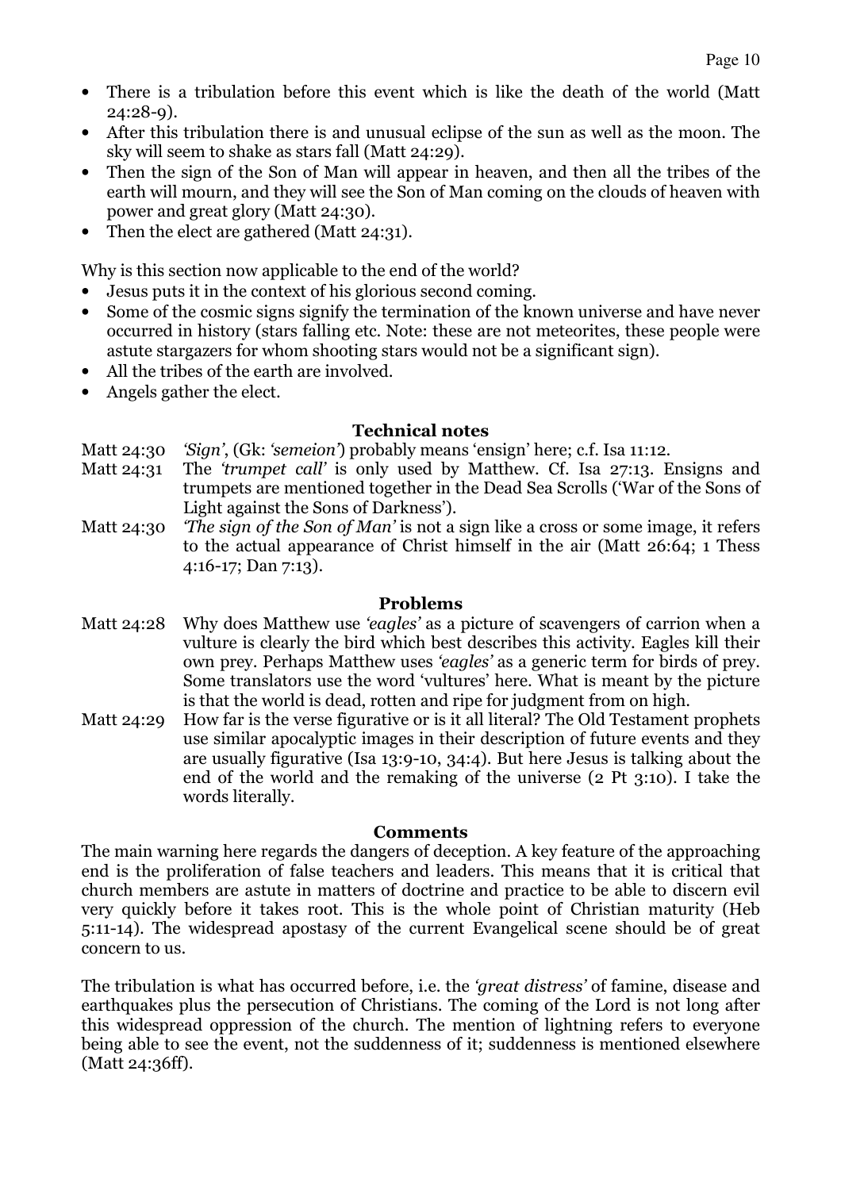- There is a tribulation before this event which is like the death of the world (Matt 24:28-9).
- After this tribulation there is and unusual eclipse of the sun as well as the moon. The sky will seem to shake as stars fall (Matt 24:29).
- Then the sign of the Son of Man will appear in heaven, and then all the tribes of the earth will mourn, and they will see the Son of Man coming on the clouds of heaven with power and great glory (Matt 24:30).
- Then the elect are gathered (Matt 24:31).

Why is this section now applicable to the end of the world?

- Jesus puts it in the context of his glorious second coming.
- Some of the cosmic signs signify the termination of the known universe and have never occurred in history (stars falling etc. Note: these are not meteorites, these people were astute stargazers for whom shooting stars would not be a significant sign).
- All the tribes of the earth are involved.
- Angels gather the elect.

### Technical notes

Matt 24:30 *'Sign'*, (Gk: *'semeion'*) probably means 'ensign' here; c.f. Isa 11:12.

Matt 24:31 The *'trumpet call'* is only used by Matthew. Cf. Isa 27:13. Ensigns and trumpets are mentioned together in the Dead Sea Scrolls ('War of the Sons of Light against the Sons of Darkness').

Matt 24:30 *'The sign of the Son of Man'* is not a sign like a cross or some image, it refers to the actual appearance of Christ himself in the air (Matt 26:64; 1 Thess 4:16-17; Dan 7:13).

### Problems

Matt 24:28 Why does Matthew use *'eagles'* as a picture of scavengers of carrion when a vulture is clearly the bird which best describes this activity. Eagles kill their own prey. Perhaps Matthew uses *'eagles'* as a generic term for birds of prey. Some translators use the word 'vultures' here. What is meant by the picture is that the world is dead, rotten and ripe for judgment from on high.

Matt 24:29 How far is the verse figurative or is it all literal? The Old Testament prophets use similar apocalyptic images in their description of future events and they are usually figurative (Isa 13:9-10, 34:4). But here Jesus is talking about the end of the world and the remaking of the universe (2 Pt 3:10). I take the words literally.

### Comments

The main warning here regards the dangers of deception. A key feature of the approaching end is the proliferation of false teachers and leaders. This means that it is critical that church members are astute in matters of doctrine and practice to be able to discern evil very quickly before it takes root. This is the whole point of Christian maturity (Heb 5:11-14). The widespread apostasy of the current Evangelical scene should be of great concern to us.

The tribulation is what has occurred before, i.e. the *'great distress'* of famine, disease and earthquakes plus the persecution of Christians. The coming of the Lord is not long after this widespread oppression of the church. The mention of lightning refers to everyone being able to see the event, not the suddenness of it; suddenness is mentioned elsewhere (Matt 24:36ff).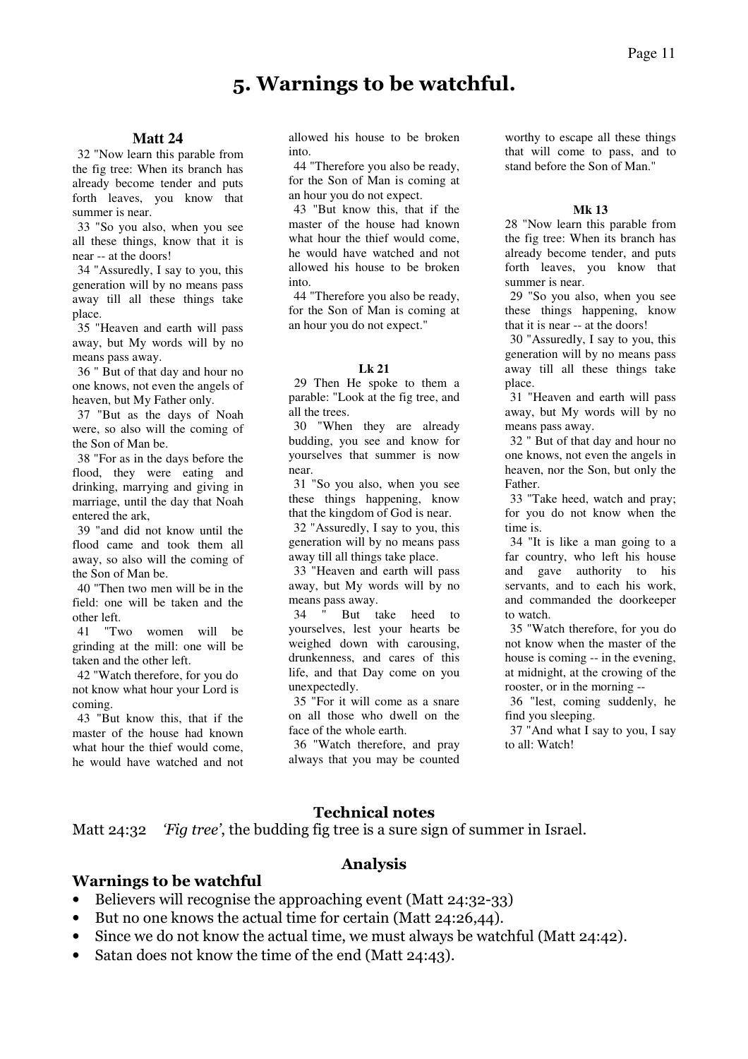# 5. Warnings to be watchful.

**Matt 24**

32 "Now learn this parable from the fig tree: When its branch has already become tender and puts forth leaves, you know that summer is near.

33 "So you also, when you see all these things, know that it is near -- at the doors!

34 "Assuredly, I say to you, this generation will by no means pass away till all these things take place.

35 "Heaven and earth will pass away, but My words will by no means pass away.

36 " But of that day and hour no one knows, not even the angels of heaven, but My Father only.

37 "But as the days of Noah were, so also will the coming of the Son of Man be.

38 "For as in the days before the flood, they were eating and drinking, marrying and giving in marriage, until the day that Noah entered the ark,

39 "and did not know until the flood came and took them all away, so also will the coming of the Son of Man be.

40 "Then two men will be in the field: one will be taken and the other left.

41 "Two women will be grinding at the mill: one will be taken and the other left.

42 "Watch therefore, for you do not know what hour your Lord is coming.

43 "But know this, that if the master of the house had known what hour the thief would come, he would have watched and not allowed his house to be broken into.

44 "Therefore you also be ready, for the Son of Man is coming at an hour you do not expect.

43 "But know this, that if the master of the house had known what hour the thief would come, he would have watched and not allowed his house to be broken into.

44 "Therefore you also be ready, for the Son of Man is coming at an hour you do not expect."

**Lk 21**

29 Then He spoke to them a parable: "Look at the fig tree, and all the trees.

30 "When they are already budding, you see and know for yourselves that summer is now near.

31 "So you also, when you see these things happening, know that the kingdom of God is near.

32 "Assuredly, I say to you, this generation will by no means pass away till all things take place.

33 "Heaven and earth will pass away, but My words will by no means pass away.

34 " But take heed to yourselves, lest your hearts be weighed down with carousing, drunkenness, and cares of this life, and that Day come on you unexpectedly.

35 "For it will come as a snare on all those who dwell on the face of the whole earth.

36 "Watch therefore, and pray always that you may be counted worthy to escape all these things that will come to pass, and to stand before the Son of Man."

**Mk 13**

28 "Now learn this parable from the fig tree: When its branch has already become tender, and puts forth leaves, you know that summer is near.

29 "So you also, when you see these things happening, know that it is near -- at the doors!

30 "Assuredly, I say to you, this generation will by no means pass away till all these things take place.

31 "Heaven and earth will pass away, but My words will by no means pass away.

32 " But of that day and hour no one knows, not even the angels in heaven, nor the Son, but only the Father.

33 "Take heed, watch and pray; for you do not know when the time is.

34 "It is like a man going to a far country, who left his house and gave authority to his servants, and to each his work, and commanded the doorkeeper to watch.

35 "Watch therefore, for you do not know when the master of the house is coming -- in the evening, at midnight, at the crowing of the rooster, or in the morning --

36 "lest, coming suddenly, he find you sleeping.

37 "And what I say to you, I say to all: Watch!

## Technical notes

Matt 24:32 *'Fig tree'*, the budding fig tree is a sure sign of summer in Israel.

## Analysis

### Warnings to be watchful

- Believers will recognise the approaching event (Matt 24:32-33)
- But no one knows the actual time for certain (Matt 24:26,44).
- Since we do not know the actual time, we must always be watchful (Matt 24:42).
- Satan does not know the time of the end (Matt 24:43).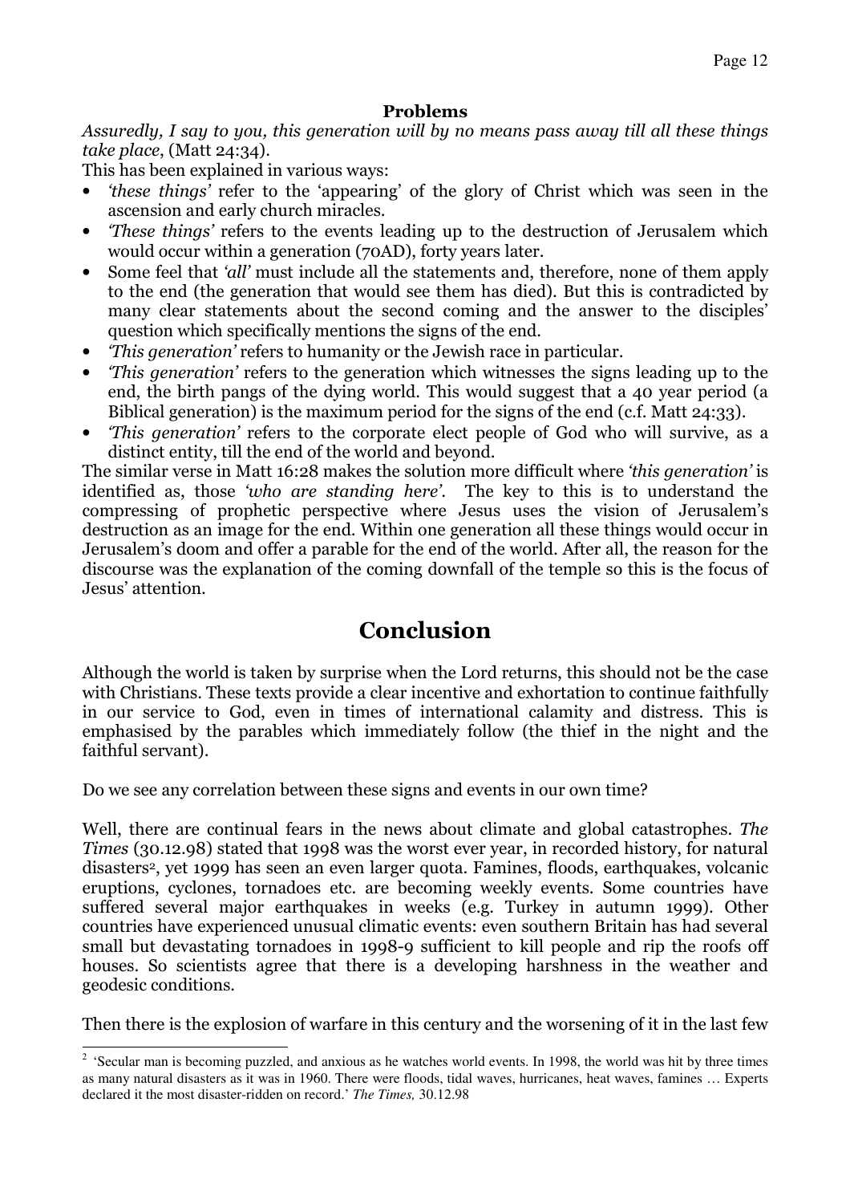### Problems

*Assuredly, I say to you, this generation will by no means pass away till all these things take place*, (Matt 24:34).

This has been explained in various ways:

- *'these things'* refer to the 'appearing' of the glory of Christ which was seen in the ascension and early church miracles.
- *'These things'* refers to the events leading up to the destruction of Jerusalem which would occur within a generation (70AD), forty years later.
- Some feel that *'all'* must include all the statements and, therefore, none of them apply to the end (the generation that would see them has died). But this is contradicted by many clear statements about the second coming and the answer to the disciples' question which specifically mentions the signs of the end.
- *'This generation'* refers to humanity or the Jewish race in particular.
- *'This generation'* refers to the generation which witnesses the signs leading up to the end, the birth pangs of the dying world. This would suggest that a 40 year period (a Biblical generation) is the maximum period for the signs of the end (c.f. Matt 24:33).
- *'This generation'* refers to the corporate elect people of God who will survive, as a distinct entity, till the end of the world and beyond.

The similar verse in Matt 16:28 makes the solution more difficult where *'this generation'* is identified as, those *'who are standing here'*. The key to this is to understand the compressing of prophetic perspective where Jesus uses the vision of Jerusalem's destruction as an image for the end. Within one generation all these things would occur in Jerusalem's doom and offer a parable for the end of the world. After all, the reason for the discourse was the explanation of the coming downfall of the temple so this is the focus of Jesus' attention.

## Conclusion

Although the world is taken by surprise when the Lord returns, this should not be the case with Christians. These texts provide a clear incentive and exhortation to continue faithfully in our service to God, even in times of international calamity and distress. This is emphasised by the parables which immediately follow (the thief in the night and the faithful servant).

Do we see any correlation between these signs and events in our own time?

Well, there are continual fears in the news about climate and global catastrophes. *The Times* (30.12.98) stated that 1998 was the worst ever year, in recorded history, for natural disasters[2], yet 1999 has seen an even larger quota. Famines, floods, earthquakes, volcanic eruptions, cyclones, tornadoes etc. are becoming weekly events. Some countries have suffered several major earthquakes in weeks (e.g. Turkey in autumn 1999). Other countries have experienced unusual climatic events: even southern Britain has had several small but devastating tornadoes in 1998-9 sufficient to kill people and rip the roofs off houses. So scientists agree that there is a developing harshness in the weather and geodesic conditions.

Then there is the explosion of warfare in this century and the worsening of it in the last few

---

[2] 'Secular man is becoming puzzled, and anxious as he watches world events. In 1998, the world was hit by three times as many natural disasters as it was in 1960. There were floods, tidal waves, hurricanes, heat waves, famines … Experts declared it the most disaster-ridden on record.' *The Times,* 30.12.98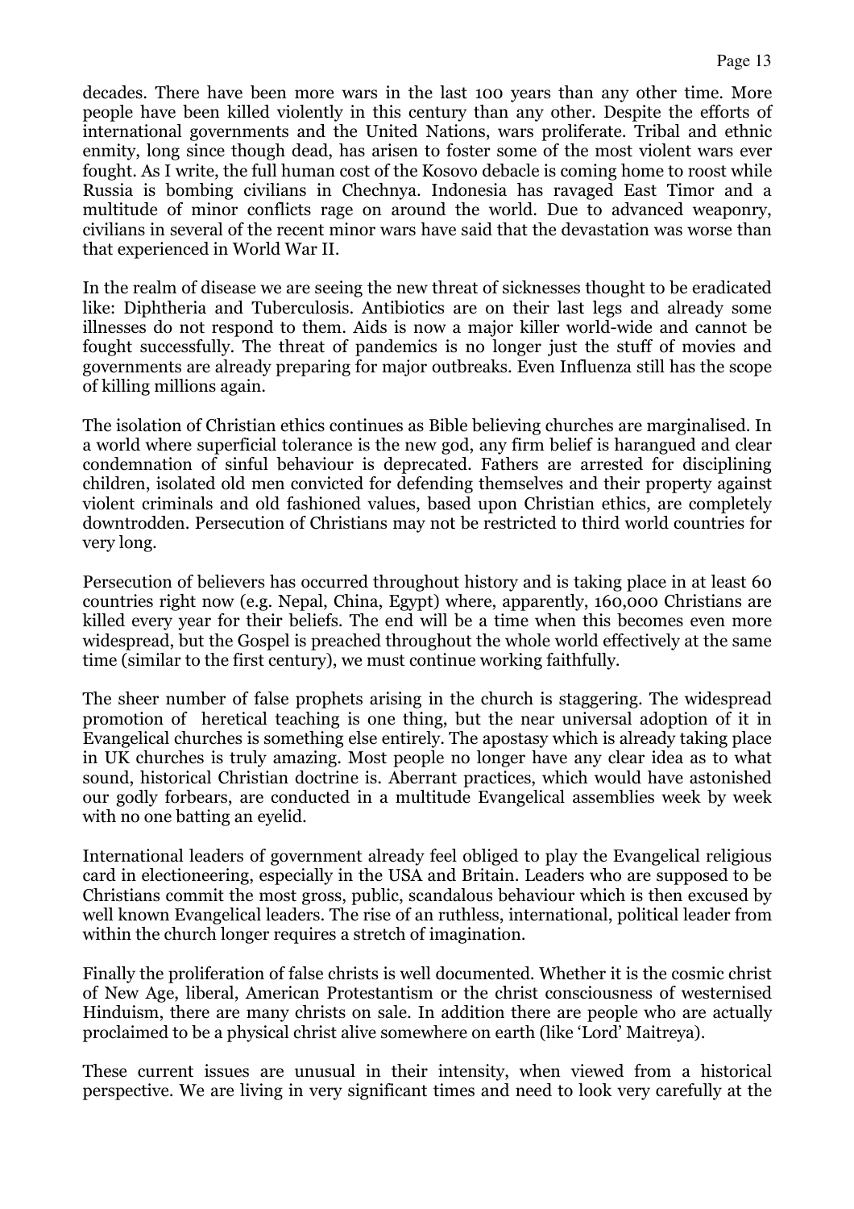decades. There have been more wars in the last 100 years than any other time. More people have been killed violently in this century than any other. Despite the efforts of international governments and the United Nations, wars proliferate. Tribal and ethnic enmity, long since though dead, has arisen to foster some of the most violent wars ever fought. As I write, the full human cost of the Kosovo debacle is coming home to roost while Russia is bombing civilians in Chechnya. Indonesia has ravaged East Timor and a multitude of minor conflicts rage on around the world. Due to advanced weaponry, civilians in several of the recent minor wars have said that the devastation was worse than that experienced in World War II.

In the realm of disease we are seeing the new threat of sicknesses thought to be eradicated like: Diphtheria and Tuberculosis. Antibiotics are on their last legs and already some illnesses do not respond to them. Aids is now a major killer world-wide and cannot be fought successfully. The threat of pandemics is no longer just the stuff of movies and governments are already preparing for major outbreaks. Even Influenza still has the scope of killing millions again.

The isolation of Christian ethics continues as Bible believing churches are marginalised. In a world where superficial tolerance is the new god, any firm belief is harangued and clear condemnation of sinful behaviour is deprecated. Fathers are arrested for disciplining children, isolated old men convicted for defending themselves and their property against violent criminals and old fashioned values, based upon Christian ethics, are completely downtrodden. Persecution of Christians may not be restricted to third world countries for very long.

Persecution of believers has occurred throughout history and is taking place in at least 60 countries right now (e.g. Nepal, China, Egypt) where, apparently, 160,000 Christians are killed every year for their beliefs. The end will be a time when this becomes even more widespread, but the Gospel is preached throughout the whole world effectively at the same time (similar to the first century), we must continue working faithfully.

The sheer number of false prophets arising in the church is staggering. The widespread promotion of heretical teaching is one thing, but the near universal adoption of it in Evangelical churches is something else entirely. The apostasy which is already taking place in UK churches is truly amazing. Most people no longer have any clear idea as to what sound, historical Christian doctrine is. Aberrant practices, which would have astonished our godly forbears, are conducted in a multitude Evangelical assemblies week by week with no one batting an eyelid.

International leaders of government already feel obliged to play the Evangelical religious card in electioneering, especially in the USA and Britain. Leaders who are supposed to be Christians commit the most gross, public, scandalous behaviour which is then excused by well known Evangelical leaders. The rise of an ruthless, international, political leader from within the church longer requires a stretch of imagination.

Finally the proliferation of false christs is well documented. Whether it is the cosmic christ of New Age, liberal, American Protestantism or the christ consciousness of westernised Hinduism, there are many christs on sale. In addition there are people who are actually proclaimed to be a physical christ alive somewhere on earth (like 'Lord' Maitreya).

These current issues are unusual in their intensity, when viewed from a historical perspective. We are living in very significant times and need to look very carefully at the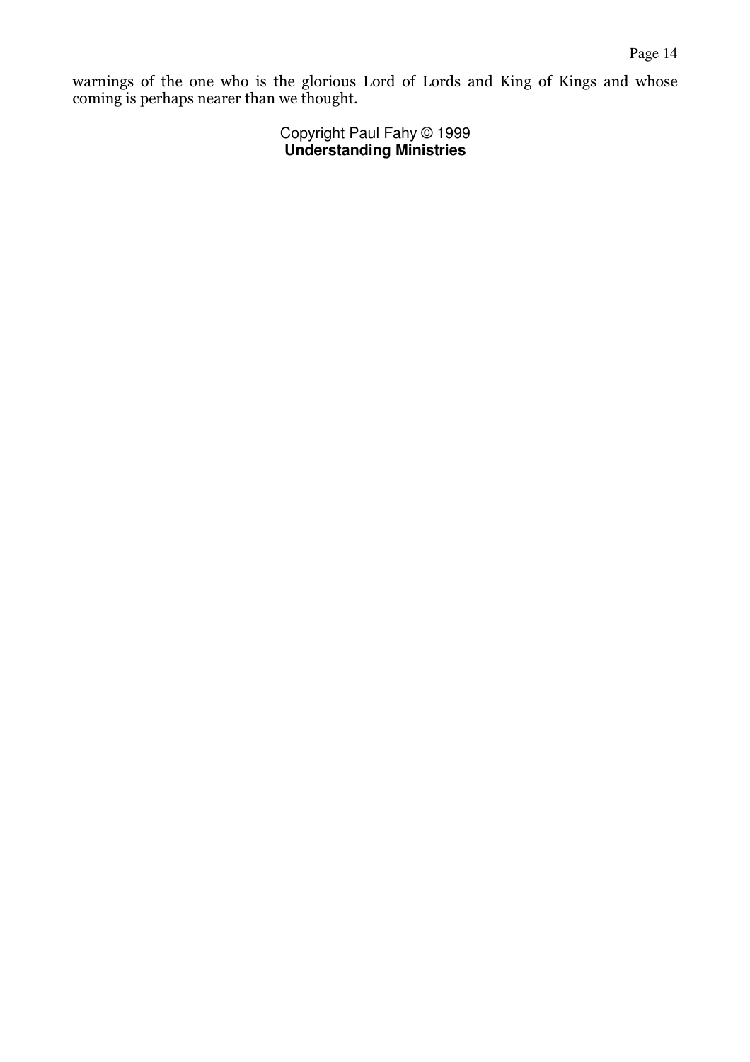warnings of the one who is the glorious Lord of Lords and King of Kings and whose coming is perhaps nearer than we thought.

Copyright Paul Fahy © 1999
**Understanding Ministries**